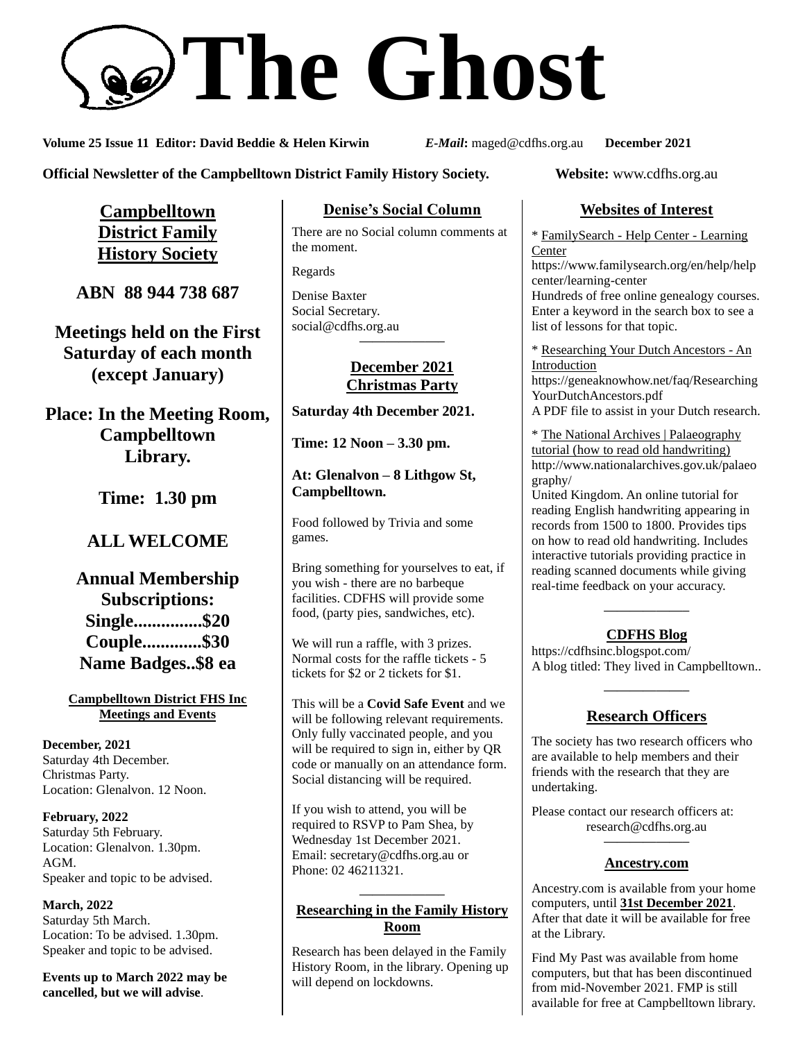# The Ghost

**Volume 25 Issue 11 Editor: David Beddie & Helen Kirwin** ***E-Mail*:** maged@cdfhs.org.au **December 2021**

**Official Newsletter of the Campbelltown District Family History Society.** **Website:** www.cdfhs.org.au

## Campbelltown District Family History Society

**ABN 88 944 738 687**

**Meetings held on the First Saturday of each month (except January)**

**Place: In the Meeting Room, Campbelltown Library.**

**Time: 1.30 pm**

**ALL WELCOME**

**Annual Membership Subscriptions:**
**Single...............$20**
**Couple.............$30**
**Name Badges..$8 ea**

### Campbelltown District FHS Inc Meetings and Events

**December, 2021**
Saturday 4th December.
Christmas Party.
Location: Glenalvon. 12 Noon.

**February, 2022**
Saturday 5th February.
Location: Glenalvon. 1.30pm.
AGM.
Speaker and topic to be advised.

**March, 2022**
Saturday 5th March.
Location: To be advised. 1.30pm.
Speaker and topic to be advised.

**Events up to March 2022 may be cancelled, but we will advise**.

## Denise's Social Column

There are no Social column comments at the moment.

Regards

Denise Baxter
Social Secretary.
social@cdfhs.org.au

## December 2021 Christmas Party

**Saturday 4th December 2021.**

**Time: 12 Noon – 3.30 pm.**

**At: Glenalvon – 8 Lithgow St, Campbelltown.**

Food followed by Trivia and some games.

Bring something for yourselves to eat, if you wish - there are no barbeque facilities. CDFHS will provide some food, (party pies, sandwiches, etc).

We will run a raffle, with 3 prizes. Normal costs for the raffle tickets - 5 tickets for $2 or 2 tickets for $1.

This will be a **Covid Safe Event** and we will be following relevant requirements. Only fully vaccinated people, and you will be required to sign in, either by QR code or manually on an attendance form. Social distancing will be required.

If you wish to attend, you will be required to RSVP to Pam Shea, by Wednesday 1st December 2021.
Email: secretary@cdfhs.org.au or
Phone: 02 46211321.

## Researching in the Family History Room

Research has been delayed in the Family History Room, in the library. Opening up will depend on lockdowns.

## Websites of Interest

\* FamilySearch - Help Center - Learning Center
https://www.familysearch.org/en/help/helpcenter/learning-center
Hundreds of free online genealogy courses. Enter a keyword in the search box to see a list of lessons for that topic.

\* Researching Your Dutch Ancestors - An Introduction
https://geneaknowhow.net/faq/ResearchingYourDutchAncestors.pdf
A PDF file to assist in your Dutch research.

\* The National Archives | Palaeography tutorial (how to read old handwriting)
http://www.nationalarchives.gov.uk/palaeography/
United Kingdom. An online tutorial for reading English handwriting appearing in records from 1500 to 1800. Provides tips on how to read old handwriting. Includes interactive tutorials providing practice in reading scanned documents while giving real-time feedback on your accuracy.

## CDFHS Blog

https://cdfhsinc.blogspot.com/
A blog titled: They lived in Campbelltown..

## Research Officers

The society has two research officers who are available to help members and their friends with the research that they are undertaking.

Please contact our research officers at:
research@cdfhs.org.au

## Ancestry.com

Ancestry.com is available from your home computers, until **31st December 2021**. After that date it will be available for free at the Library.

Find My Past was available from home computers, but that has been discontinued from mid-November 2021. FMP is still available for free at Campbelltown library.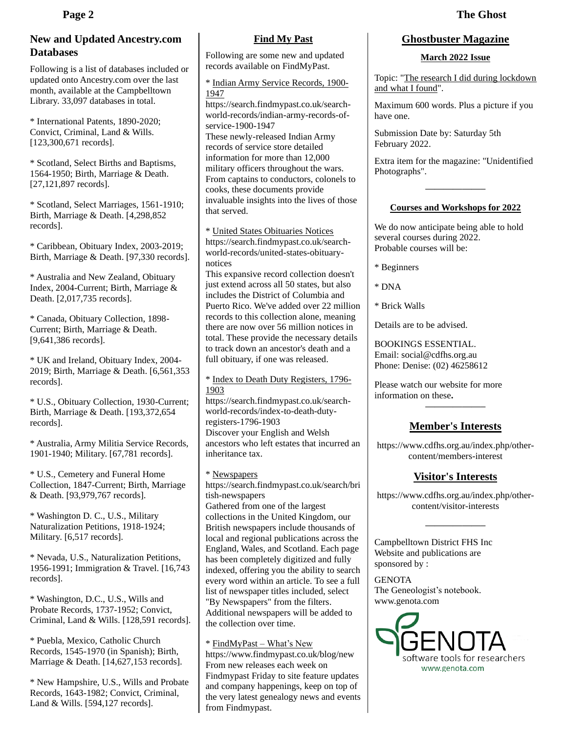## New and Updated Ancestry.com Databases

Following is a list of databases included or updated onto Ancestry.com over the last month, available at the Campbelltown Library. 33,097 databases in total.

* International Patents, 1890-2020; Convict, Criminal, Land & Wills. [123,300,671 records].

* Scotland, Select Births and Baptisms, 1564-1950; Birth, Marriage & Death. [27,121,897 records].

* Scotland, Select Marriages, 1561-1910; Birth, Marriage & Death. [4,298,852 records].

* Caribbean, Obituary Index, 2003-2019; Birth, Marriage & Death. [97,330 records].

* Australia and New Zealand, Obituary Index, 2004-Current; Birth, Marriage & Death. [2,017,735 records].

* Canada, Obituary Collection, 1898-Current; Birth, Marriage & Death. [9,641,386 records].

* UK and Ireland, Obituary Index, 2004-2019; Birth, Marriage & Death. [6,561,353 records].

* U.S., Obituary Collection, 1930-Current; Birth, Marriage & Death. [193,372,654 records].

* Australia, Army Militia Service Records, 1901-1940; Military. [67,781 records].

* U.S., Cemetery and Funeral Home Collection, 1847-Current; Birth, Marriage & Death. [93,979,767 records].

* Washington D. C., U.S., Military Naturalization Petitions, 1918-1924; Military. [6,517 records].

* Nevada, U.S., Naturalization Petitions, 1956-1991; Immigration & Travel. [16,743 records].

* Washington, D.C., U.S., Wills and Probate Records, 1737-1952; Convict, Criminal, Land & Wills. [128,591 records].

* Puebla, Mexico, Catholic Church Records, 1545-1970 (in Spanish); Birth, Marriage & Death. [14,627,153 records].

* New Hampshire, U.S., Wills and Probate Records, 1643-1982; Convict, Criminal, Land & Wills. [594,127 records].

## Find My Past

Following are some new and updated records available on FindMyPast.

* Indian Army Service Records, 1900-1947
https://search.findmypast.co.uk/search-world-records/indian-army-records-of-service-1900-1947
These newly-released Indian Army records of service store detailed information for more than 12,000 military officers throughout the wars. From captains to conductors, colonels to cooks, these documents provide invaluable insights into the lives of those that served.

* United States Obituaries Notices
https://search.findmypast.co.uk/search-world-records/united-states-obituary-notices
This expansive record collection doesn't just extend across all 50 states, but also includes the District of Columbia and Puerto Rico. We've added over 22 million records to this collection alone, meaning there are now over 56 million notices in total. These provide the necessary details to track down an ancestor's death and a full obituary, if one was released.

* Index to Death Duty Registers, 1796-1903
https://search.findmypast.co.uk/search-world-records/index-to-death-duty-registers-1796-1903
Discover your English and Welsh ancestors who left estates that incurred an inheritance tax.

* Newspapers
https://search.findmypast.co.uk/search/british-newspapers
Gathered from one of the largest collections in the United Kingdom, our British newspapers include thousands of local and regional publications across the England, Wales, and Scotland. Each page has been completely digitized and fully indexed, offering you the ability to search every word within an article. To see a full list of newspaper titles included, select "By Newspapers" from the filters. Additional newspapers will be added to the collection over time.

* FindMyPast – What's New
https://www.findmypast.co.uk/blog/new
From new releases each week on Findmypast Friday to site feature updates and company happenings, keep on top of the very latest genealogy news and events from Findmypast.

## Ghostbuster Magazine

### March 2022 Issue

Topic: "The research I did during lockdown and what I found".

Maximum 600 words. Plus a picture if you have one.

Submission Date by: Saturday 5th February 2022.

Extra item for the magazine: "Unidentified Photographs".

---

### Courses and Workshops for 2022

We do now anticipate being able to hold several courses during 2022.
Probable courses will be:

* Beginners

* DNA

* Brick Walls

Details are to be advised.

BOOKINGS ESSENTIAL.
Email: social@cdfhs.org.au
Phone: Denise: (02) 46258612

Please watch our website for more information on these.

---

## Member's Interests

https://www.cdfhs.org.au/index.php/other-content/members-interest

## Visitor's Interests

https://www.cdfhs.org.au/index.php/other-content/visitor-interests

---

Campbelltown District FHS Inc
Website and publications are sponsored by :

GENOTA
The Geneologist's notebook.
www.genota.com

GENOTA
software tools for researchers
www.genota.com